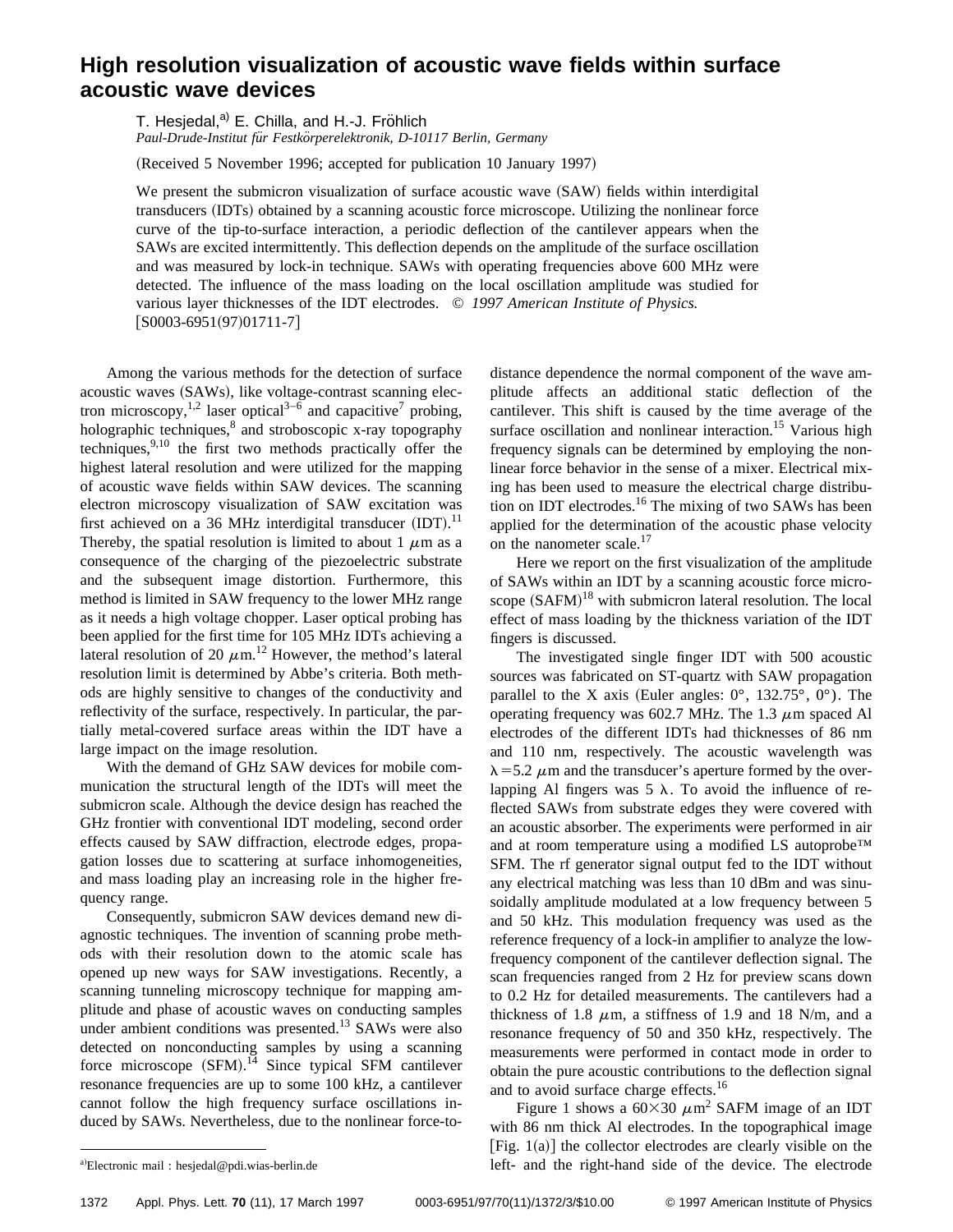# High resolution visualization of acoustic wave fields within surface acoustic wave devices

T. Hesjedal,[a] E. Chilla, and H.-J. Fröhlich

*Paul-Drude-Institut für Festkörperelektronik, D-10117 Berlin, Germany*

(Received 5 November 1996; accepted for publication 10 January 1997)

We present the submicron visualization of surface acoustic wave (SAW) fields within interdigital transducers (IDTs) obtained by a scanning acoustic force microscope. Utilizing the nonlinear force curve of the tip-to-surface interaction, a periodic deflection of the cantilever appears when the SAWs are excited intermittently. This deflection depends on the amplitude of the surface oscillation and was measured by lock-in technique. SAWs with operating frequencies above 600 MHz were detected. The influence of the mass loading on the local oscillation amplitude was studied for various layer thicknesses of the IDT electrodes. © *1997 American Institute of Physics.* [S0003-6951(97)01711-7]

Among the various methods for the detection of surface acoustic waves (SAWs), like voltage-contrast scanning electron microscopy,[1,2] laser optical[3–6] and capacitive[7] probing, holographic techniques,[8] and stroboscopic x-ray topography techniques,[9,10] the first two methods practically offer the highest lateral resolution and were utilized for the mapping of acoustic wave fields within SAW devices. The scanning electron microscopy visualization of SAW excitation was first achieved on a 36 MHz interdigital transducer (IDT).[11] Thereby, the spatial resolution is limited to about 1 $\mu$m as a consequence of the charging of the piezoelectric substrate and the subsequent image distortion. Furthermore, this method is limited in SAW frequency to the lower MHz range as it needs a high voltage chopper. Laser optical probing has been applied for the first time for 105 MHz IDTs achieving a lateral resolution of 20 $\mu$m.[12] However, the method's lateral resolution limit is determined by Abbe's criteria. Both methods are highly sensitive to changes of the conductivity and reflectivity of the surface, respectively. In particular, the partially metal-covered surface areas within the IDT have a large impact on the image resolution.

With the demand of GHz SAW devices for mobile communication the structural length of the IDTs will meet the submicron scale. Although the device design has reached the GHz frontier with conventional IDT modeling, second order effects caused by SAW diffraction, electrode edges, propagation losses due to scattering at surface inhomogeneities, and mass loading play an increasing role in the higher frequency range.

Consequently, submicron SAW devices demand new diagnostic techniques. The invention of scanning probe methods with their resolution down to the atomic scale has opened up new ways for SAW investigations. Recently, a scanning tunneling microscopy technique for mapping amplitude and phase of acoustic waves on conducting samples under ambient conditions was presented.[13] SAWs were also detected on nonconducting samples by using a scanning force microscope (SFM).[14] Since typical SFM cantilever resonance frequencies are up to some 100 kHz, a cantilever cannot follow the high frequency surface oscillations induced by SAWs. Nevertheless, due to the nonlinear force-to-distance dependence the normal component of the wave amplitude affects an additional static deflection of the cantilever. This shift is caused by the time average of the surface oscillation and nonlinear interaction.[15] Various high frequency signals can be determined by employing the nonlinear force behavior in the sense of a mixer. Electrical mixing has been used to measure the electrical charge distribution on IDT electrodes.[16] The mixing of two SAWs has been applied for the determination of the acoustic phase velocity on the nanometer scale.[17]

Here we report on the first visualization of the amplitude of SAWs within an IDT by a scanning acoustic force microscope (SAFM)[18] with submicron lateral resolution. The local effect of mass loading by the thickness variation of the IDT fingers is discussed.

The investigated single finger IDT with 500 acoustic sources was fabricated on ST-quartz with SAW propagation parallel to the X axis (Euler angles: 0°, 132.75°, 0°). The operating frequency was 602.7 MHz. The 1.3 $\mu$m spaced Al electrodes of the different IDTs had thicknesses of 86 nm and 110 nm, respectively. The acoustic wavelength was $\lambda = 5.2$ $\mu$m and the transducer's aperture formed by the overlapping Al fingers was 5 $\lambda$. To avoid the influence of reflected SAWs from substrate edges they were covered with an acoustic absorber. The experiments were performed in air and at room temperature using a modified LS autoprobe™ SFM. The rf generator signal output fed to the IDT without any electrical matching was less than 10 dBm and was sinusoidally amplitude modulated at a low frequency between 5 and 50 kHz. This modulation frequency was used as the reference frequency of a lock-in amplifier to analyze the low-frequency component of the cantilever deflection signal. The scan frequencies ranged from 2 Hz for preview scans down to 0.2 Hz for detailed measurements. The cantilevers had a thickness of 1.8 $\mu$m, a stiffness of 1.9 and 18 N/m, and a resonance frequency of 50 and 350 kHz, respectively. The measurements were performed in contact mode in order to obtain the pure acoustic contributions to the deflection signal and to avoid surface charge effects.[16]

Figure 1 shows a $60 \times 30$ $\mu$m$^2$ SAFM image of an IDT with 86 nm thick Al electrodes. In the topographical image [Fig. 1(a)] the collector electrodes are clearly visible on the left- and the right-hand side of the device. The electrode

[a]Electronic mail : hesjedal@pdi.wias-berlin.de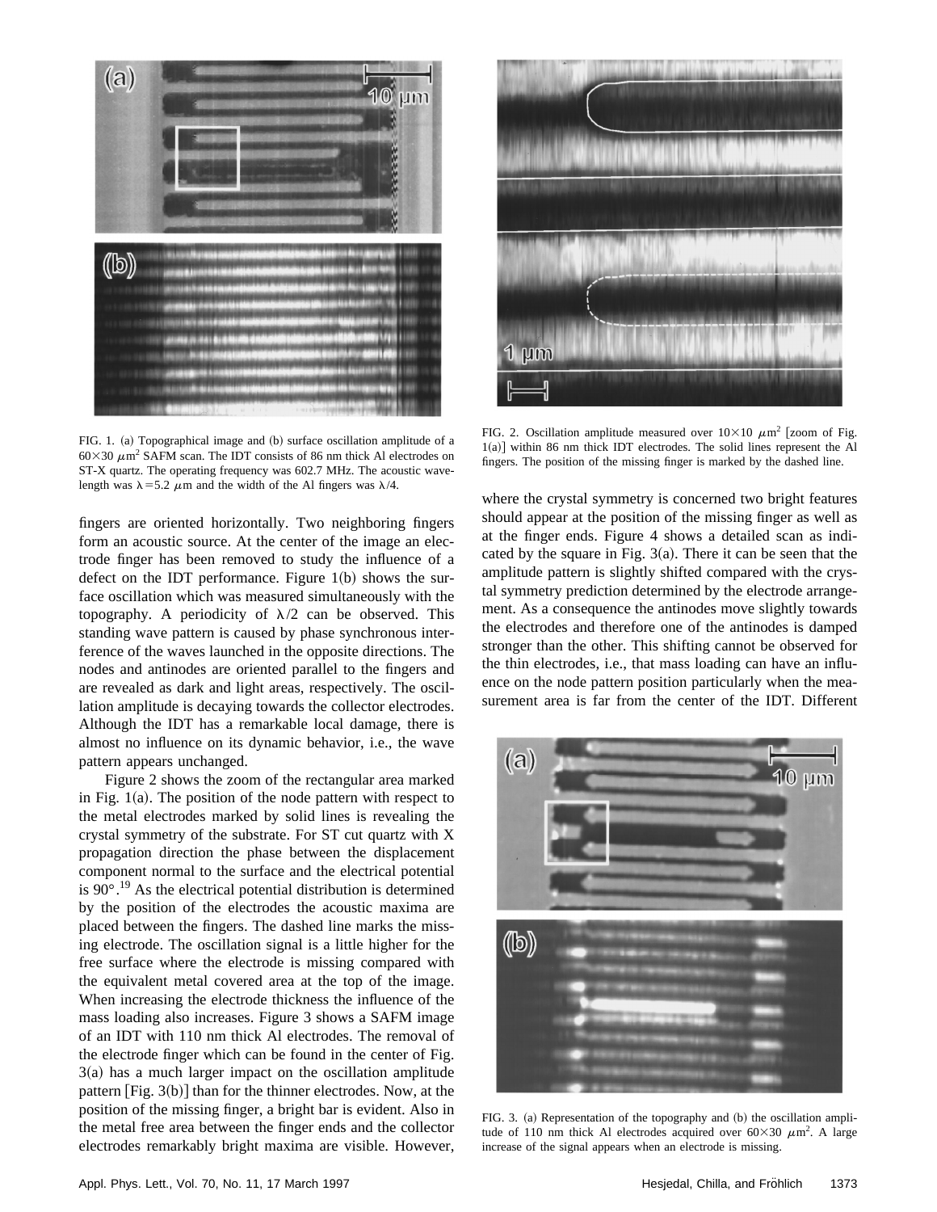FIG. 1. (a) Topographical image and (b) surface oscillation amplitude of a $60\times30\ \mu m^2$ SAFM scan. The IDT consists of 86 nm thick Al electrodes on ST-X quartz. The operating frequency was 602.7 MHz. The acoustic wavelength was $\lambda=5.2\ \mu m$ and the width of the Al fingers was $\lambda/4$.

fingers are oriented horizontally. Two neighboring fingers form an acoustic source. At the center of the image an electrode finger has been removed to study the influence of a defect on the IDT performance. Figure 1(b) shows the surface oscillation which was measured simultaneously with the topography. A periodicity of $\lambda/2$ can be observed. This standing wave pattern is caused by phase synchronous interference of the waves launched in the opposite directions. The nodes and antinodes are oriented parallel to the fingers and are revealed as dark and light areas, respectively. The oscillation amplitude is decaying towards the collector electrodes. Although the IDT has a remarkable local damage, there is almost no influence on its dynamic behavior, i.e., the wave pattern appears unchanged.

Figure 2 shows the zoom of the rectangular area marked in Fig. 1(a). The position of the node pattern with respect to the metal electrodes marked by solid lines is revealing the crystal symmetry of the substrate. For ST cut quartz with X propagation direction the phase between the displacement component normal to the surface and the electrical potential is 90°.[19] As the electrical potential distribution is determined by the position of the electrodes the acoustic maxima are placed between the fingers. The dashed line marks the missing electrode. The oscillation signal is a little higher for the free surface where the electrode is missing compared with the equivalent metal covered area at the top of the image. When increasing the electrode thickness the influence of the mass loading also increases. Figure 3 shows a SAFM image of an IDT with 110 nm thick Al electrodes. The removal of the electrode finger which can be found in the center of Fig. 3(a) has a much larger impact on the oscillation amplitude pattern [Fig. 3(b)] than for the thinner electrodes. Now, at the position of the missing finger, a bright bar is evident. Also in the metal free area between the finger ends and the collector electrodes remarkably bright maxima are visible. However,

FIG. 2. Oscillation amplitude measured over $10\times10\ \mu m^2$ [zoom of Fig. 1(a)] within 86 nm thick IDT electrodes. The solid lines represent the Al fingers. The position of the missing finger is marked by the dashed line.

where the crystal symmetry is concerned two bright features should appear at the position of the missing finger as well as at the finger ends. Figure 4 shows a detailed scan as indicated by the square in Fig. 3(a). There it can be seen that the amplitude pattern is slightly shifted compared with the crystal symmetry prediction determined by the electrode arrangement. As a consequence the antinodes move slightly towards the electrodes and therefore one of the antinodes is damped stronger than the other. This shifting cannot be observed for the thin electrodes, i.e., that mass loading can have an influence on the node pattern position particularly when the measurement area is far from the center of the IDT. Different

FIG. 3. (a) Representation of the topography and (b) the oscillation amplitude of 110 nm thick Al electrodes acquired over $60\times30\ \mu m^2$. A large increase of the signal appears when an electrode is missing.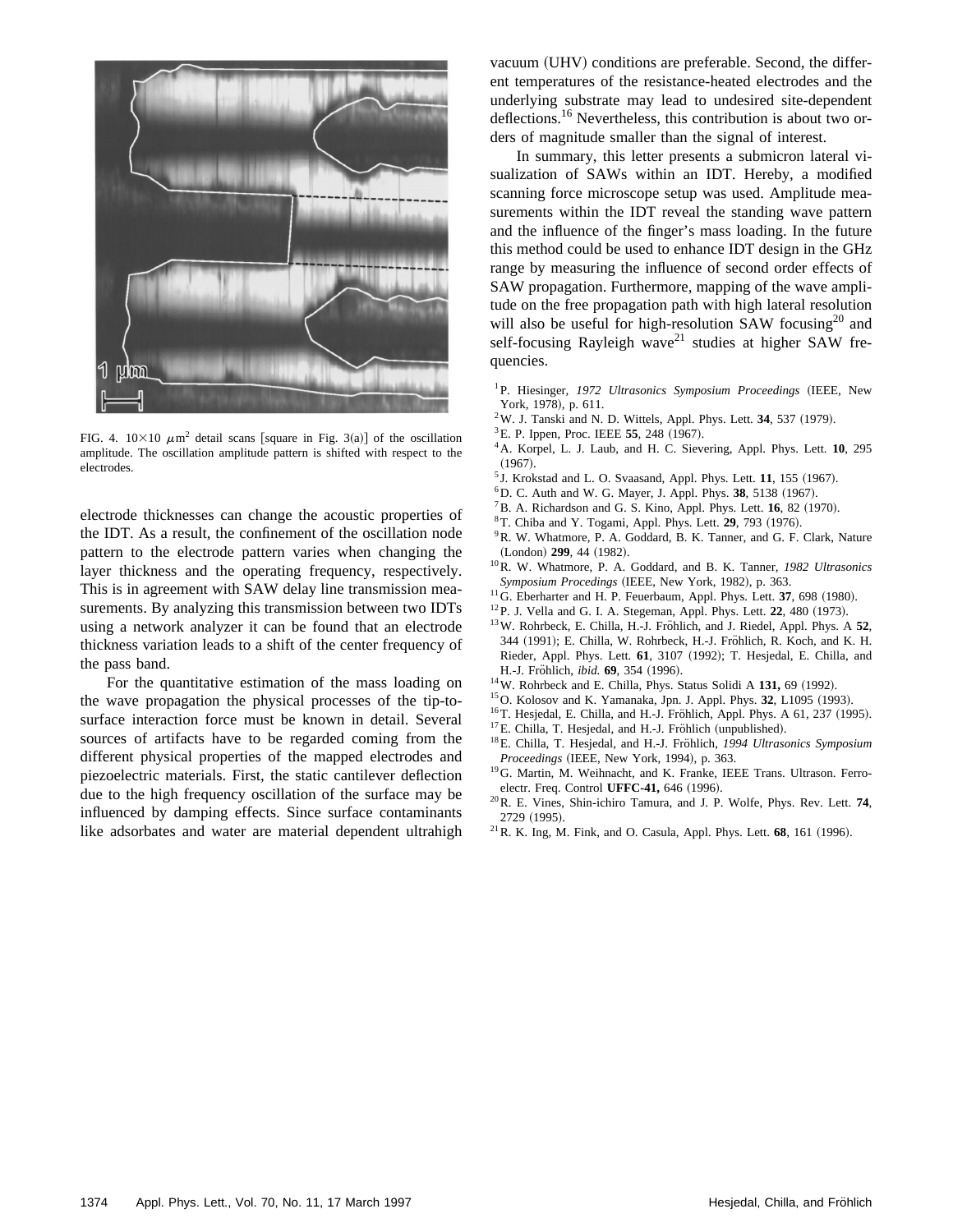FIG. 4. $10\times10\ \mu m^2$ detail scans [square in Fig. 3(a)] of the oscillation amplitude. The oscillation amplitude pattern is shifted with respect to the electrodes.

electrode thicknesses can change the acoustic properties of the IDT. As a result, the confinement of the oscillation node pattern to the electrode pattern varies when changing the layer thickness and the operating frequency, respectively. This is in agreement with SAW delay line transmission measurements. By analyzing this transmission between two IDTs using a network analyzer it can be found that an electrode thickness variation leads to a shift of the center frequency of the pass band.

For the quantitative estimation of the mass loading on the wave propagation the physical processes of the tip-to-surface interaction force must be known in detail. Several sources of artifacts have to be regarded coming from the different physical properties of the mapped electrodes and piezoelectric materials. First, the static cantilever deflection due to the high frequency oscillation of the surface may be influenced by damping effects. Since surface contaminants like adsorbates and water are material dependent ultrahigh vacuum (UHV) conditions are preferable. Second, the different temperatures of the resistance-heated electrodes and the underlying substrate may lead to undesired site-dependent deflections.[16] Nevertheless, this contribution is about two orders of magnitude smaller than the signal of interest.

In summary, this letter presents a submicron lateral visualization of SAWs within an IDT. Hereby, a modified scanning force microscope setup was used. Amplitude measurements within the IDT reveal the standing wave pattern and the influence of the finger's mass loading. In the future this method could be used to enhance IDT design in the GHz range by measuring the influence of second order effects of SAW propagation. Furthermore, mapping of the wave amplitude on the free propagation path with high lateral resolution will also be useful for high-resolution SAW focusing[20] and self-focusing Rayleigh wave[21] studies at higher SAW frequencies.

[1] P. Hiesinger, *1972 Ultrasonics Symposium Proceedings* (IEEE, New York, 1978), p. 611.
[2] W. J. Tanski and N. D. Wittels, Appl. Phys. Lett. **34**, 537 (1979).
[3] E. P. Ippen, Proc. IEEE **55**, 248 (1967).
[4] A. Korpel, L. J. Laub, and H. C. Sievering, Appl. Phys. Lett. **10**, 295 (1967).
[5] J. Krokstad and L. O. Svaasand, Appl. Phys. Lett. **11**, 155 (1967).
[6] D. C. Auth and W. G. Mayer, J. Appl. Phys. **38**, 5138 (1967).
[7] B. A. Richardson and G. S. Kino, Appl. Phys. Lett. **16**, 82 (1970).
[8] T. Chiba and Y. Togami, Appl. Phys. Lett. **29**, 793 (1976).
[9] R. W. Whatmore, P. A. Goddard, B. K. Tanner, and G. F. Clark, Nature (London) **299**, 44 (1982).
[10] R. W. Whatmore, P. A. Goddard, and B. K. Tanner, *1982 Ultrasonics Symposium Procedings* (IEEE, New York, 1982), p. 363.
[11] G. Eberharter and H. P. Feuerbaum, Appl. Phys. Lett. **37**, 698 (1980).
[12] P. J. Vella and G. I. A. Stegeman, Appl. Phys. Lett. **22**, 480 (1973).
[13] W. Rohrbeck, E. Chilla, H.-J. Fröhlich, and J. Riedel, Appl. Phys. A **52**, 344 (1991); E. Chilla, W. Rohrbeck, H.-J. Fröhlich, R. Koch, and K. H. Rieder, Appl. Phys. Lett. **61**, 3107 (1992); T. Hesjedal, E. Chilla, and H.-J. Fröhlich, *ibid.* **69**, 354 (1996).
[14] W. Rohrbeck and E. Chilla, Phys. Status Solidi A **131,** 69 (1992).
[15] O. Kolosov and K. Yamanaka, Jpn. J. Appl. Phys. **32**, L1095 (1993).
[16] T. Hesjedal, E. Chilla, and H.-J. Fröhlich, Appl. Phys. A 61, 237 (1995).
[17] E. Chilla, T. Hesjedal, and H.-J. Fröhlich (unpublished).
[18] E. Chilla, T. Hesjedal, and H.-J. Fröhlich, *1994 Ultrasonics Symposium Proceedings* (IEEE, New York, 1994), p. 363.
[19] G. Martin, M. Weihnacht, and K. Franke, IEEE Trans. Ultrason. Ferroelectr. Freq. Control **UFFC-41,** 646 (1996).
[20] R. E. Vines, Shin-ichiro Tamura, and J. P. Wolfe, Phys. Rev. Lett. **74**, 2729 (1995).
[21] R. K. Ing, M. Fink, and O. Casula, Appl. Phys. Lett. **68**, 161 (1996).